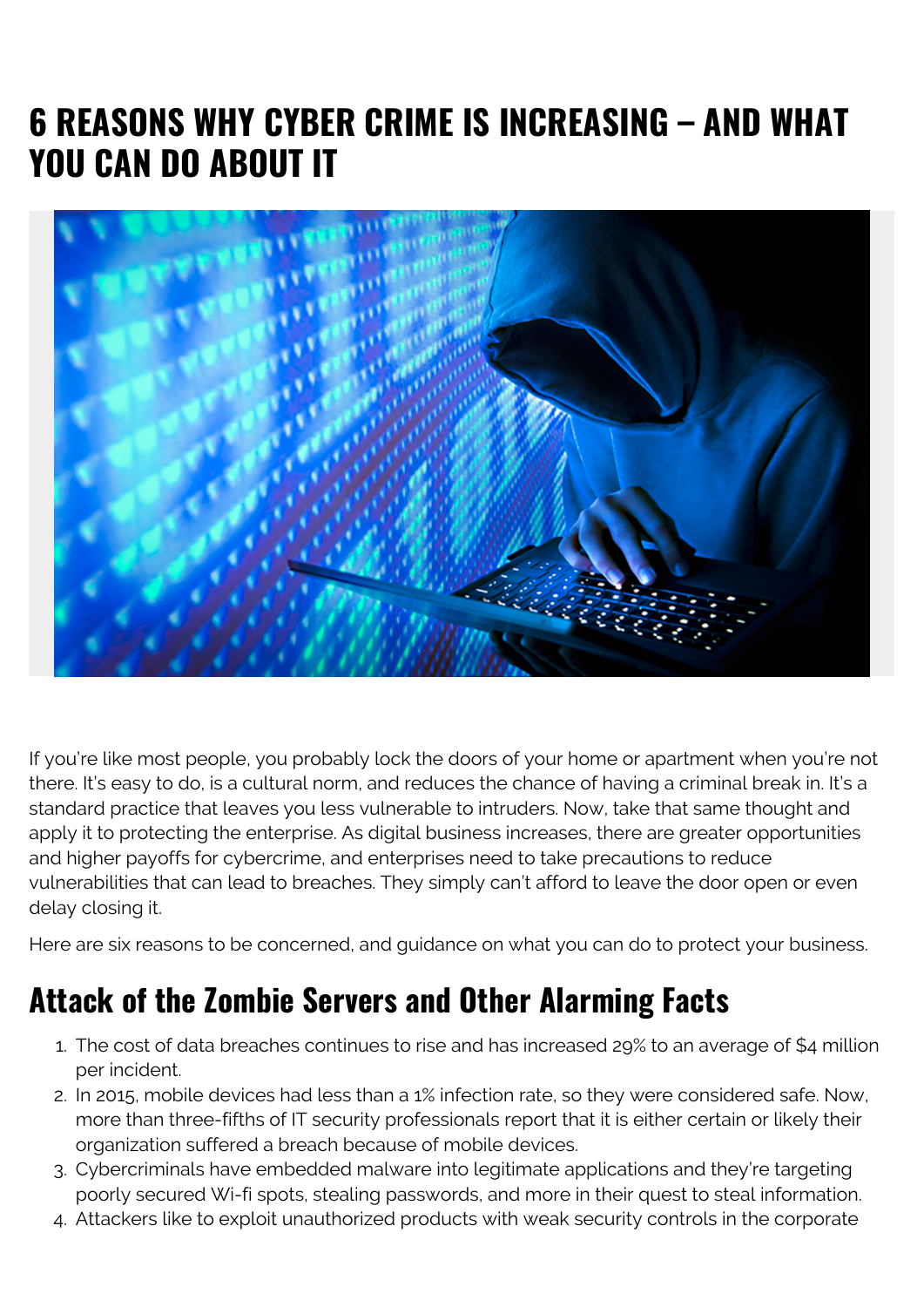# 6 REASONS WHY CYBER CRIME IS INCREASING – AND WHAT YOU CAN DO ABOUT IT

If you're like most people, you probably lock the doors of your home or apartment when you're not there. It's easy to do, is a cultural norm, and reduces the chance of having a criminal break in. It's a standard practice that leaves you less vulnerable to intruders. Now, take that same thought and apply it to protecting the enterprise. As digital business increases, there are greater opportunities and higher payoffs for cybercrime, and enterprises need to take precautions to reduce vulnerabilities that can lead to breaches. They simply can't afford to leave the door open or even delay closing it.

Here are six reasons to be concerned, and guidance on what you can do to protect your business.

## Attack of the Zombie Servers and Other Alarming Facts

1. The cost of data breaches continues to rise and has increased 29% to an average of $4 million per incident.
2. In 2015, mobile devices had less than a 1% infection rate, so they were considered safe. Now, more than three-fifths of IT security professionals report that it is either certain or likely their organization suffered a breach because of mobile devices.
3. Cybercriminals have embedded malware into legitimate applications and they're targeting poorly secured Wi-fi spots, stealing passwords, and more in their quest to steal information.
4. Attackers like to exploit unauthorized products with weak security controls in the corporate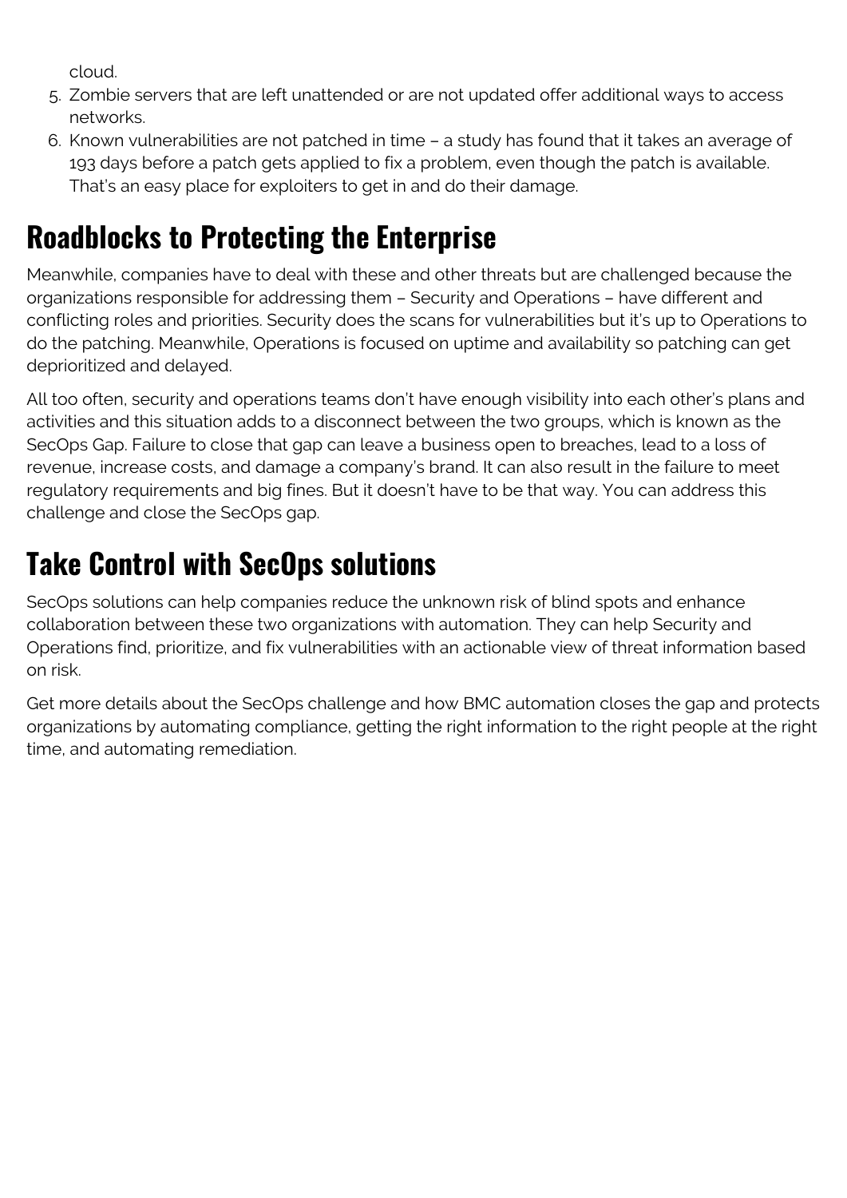cloud.

5. Zombie servers that are left unattended or are not updated offer additional ways to access networks.
6. Known vulnerabilities are not patched in time – a study has found that it takes an average of 193 days before a patch gets applied to fix a problem, even though the patch is available. That's an easy place for exploiters to get in and do their damage.

## Roadblocks to Protecting the Enterprise

Meanwhile, companies have to deal with these and other threats but are challenged because the organizations responsible for addressing them – Security and Operations – have different and conflicting roles and priorities. Security does the scans for vulnerabilities but it's up to Operations to do the patching. Meanwhile, Operations is focused on uptime and availability so patching can get deprioritized and delayed.

All too often, security and operations teams don't have enough visibility into each other's plans and activities and this situation adds to a disconnect between the two groups, which is known as the SecOps Gap. Failure to close that gap can leave a business open to breaches, lead to a loss of revenue, increase costs, and damage a company's brand. It can also result in the failure to meet regulatory requirements and big fines. But it doesn't have to be that way. You can address this challenge and close the SecOps gap.

## Take Control with SecOps solutions

SecOps solutions can help companies reduce the unknown risk of blind spots and enhance collaboration between these two organizations with automation. They can help Security and Operations find, prioritize, and fix vulnerabilities with an actionable view of threat information based on risk.

Get more details about the SecOps challenge and how BMC automation closes the gap and protects organizations by automating compliance, getting the right information to the right people at the right time, and automating remediation.